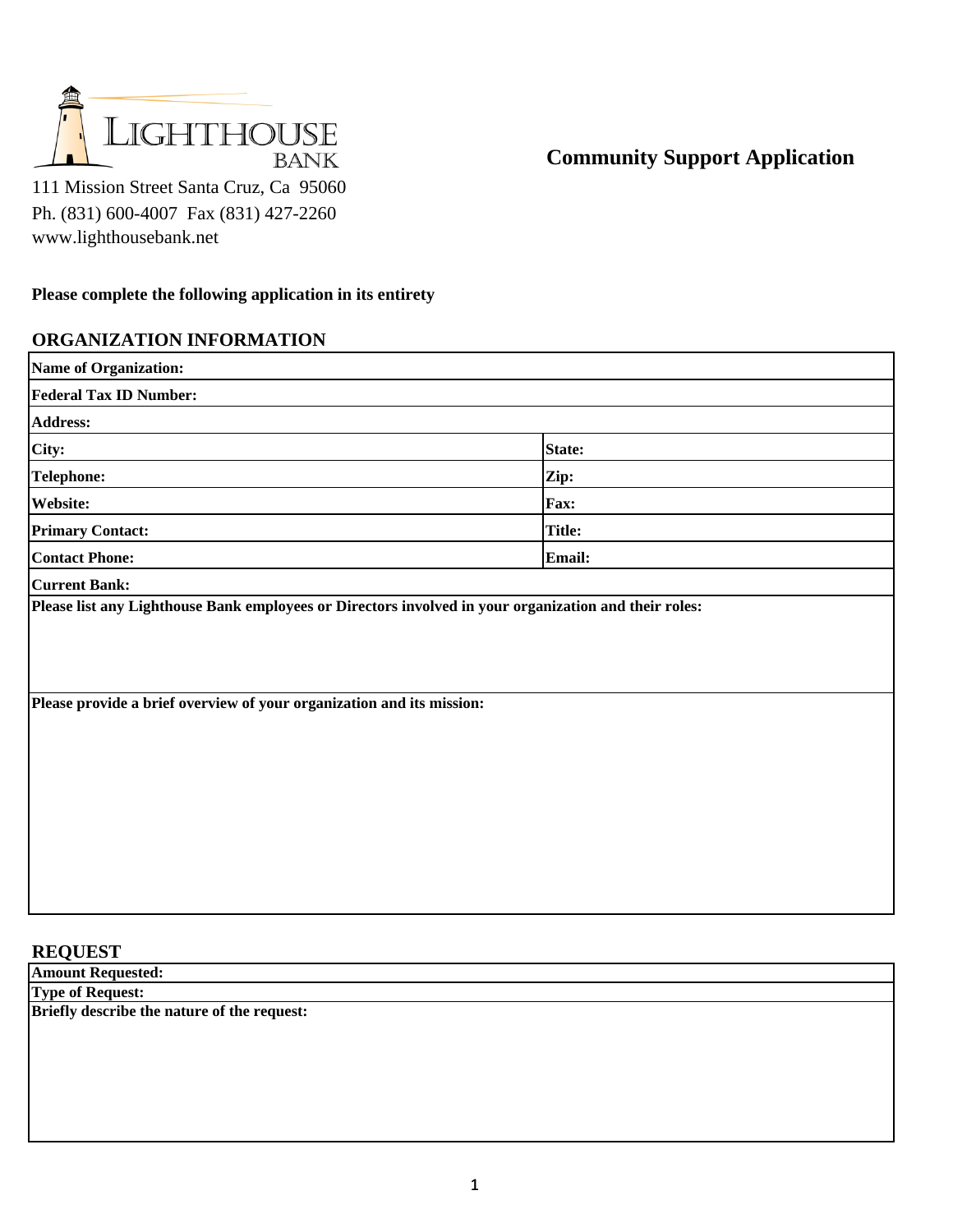LIGHTHOUSE BANK

111 Mission Street Santa Cruz, Ca 95060
Ph. (831) 600-4007 Fax (831) 427-2260
www.lighthousebank.net

# Community Support Application

**Please complete the following application in its entirety**

## ORGANIZATION INFORMATION

| | |
|---|---|
| **Name of Organization:** | |
| **Federal Tax ID Number:** | |
| **Address:** | |
| **City:** | **State:** |
| **Telephone:** | **Zip:** |
| **Website:** | **Fax:** |
| **Primary Contact:** | **Title:** |
| **Contact Phone:** | **Email:** |
| **Current Bank:** | |

**Please list any Lighthouse Bank employees or Directors involved in your organization and their roles:**

**Please provide a brief overview of your organization and its mission:**

## REQUEST

**Amount Requested:**

**Type of Request:**

**Briefly describe the nature of the request:**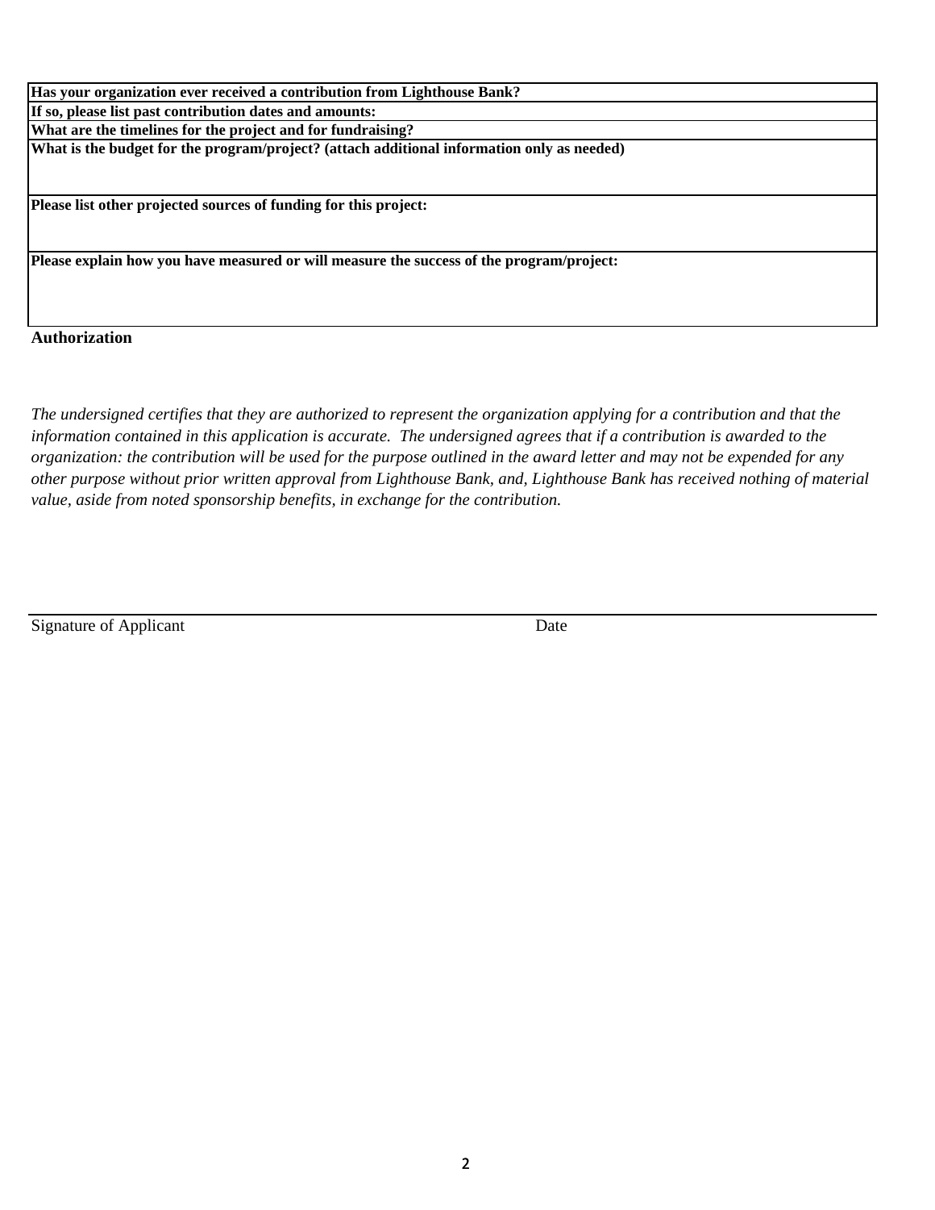| |
|---|
| **Has your organization ever received a contribution from Lighthouse Bank?** |
| **If so, please list past contribution dates and amounts:** |
| **What are the timelines for the project and for fundraising?** |
| **What is the budget for the program/project? (attach additional information only as needed)** |
| **Please list other projected sources of funding for this project:** |
| **Please explain how you have measured or will measure the success of the program/project:** |

**Authorization**

*The undersigned certifies that they are authorized to represent the organization applying for a contribution and that the information contained in this application is accurate. The undersigned agrees that if a contribution is awarded to the organization: the contribution will be used for the purpose outlined in the award letter and may not be expended for any other purpose without prior written approval from Lighthouse Bank, and, Lighthouse Bank has received nothing of material value, aside from noted sponsorship benefits, in exchange for the contribution.*

Signature of Applicant Date